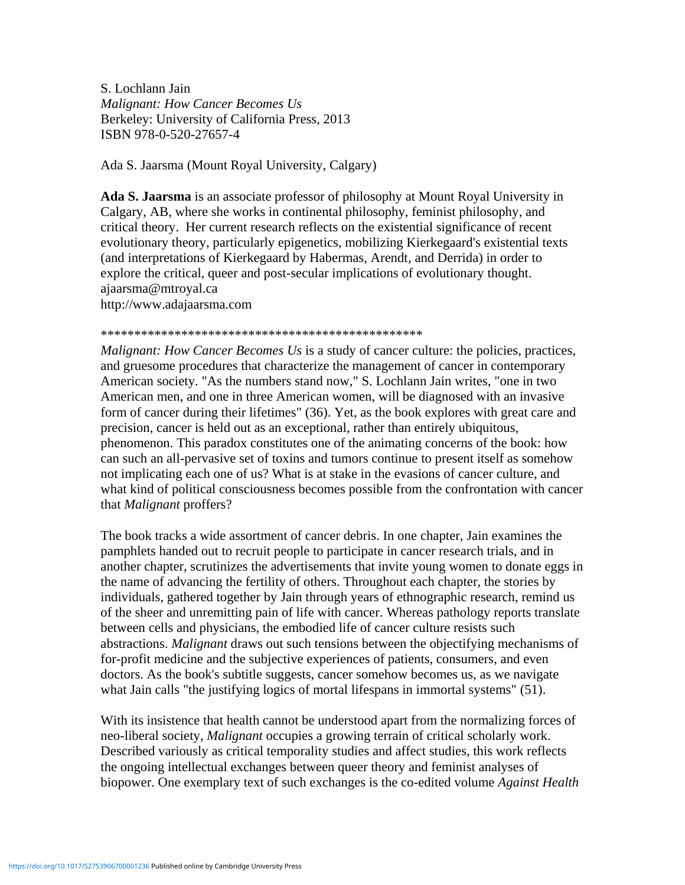S. Lochlann Jain
*Malignant: How Cancer Becomes Us*
Berkeley: University of California Press, 2013
ISBN 978-0-520-27657-4

Ada S. Jaarsma (Mount Royal University, Calgary)

**Ada S. Jaarsma** is an associate professor of philosophy at Mount Royal University in Calgary, AB, where she works in continental philosophy, feminist philosophy, and critical theory. Her current research reflects on the existential significance of recent evolutionary theory, particularly epigenetics, mobilizing Kierkegaard's existential texts (and interpretations of Kierkegaard by Habermas, Arendt, and Derrida) in order to explore the critical, queer and post-secular implications of evolutionary thought.
ajaarsma@mtroyal.ca
http://www.adajaarsma.com

\*\*\*\*\*\*\*\*\*\*\*\*\*\*\*\*\*\*\*\*\*\*\*\*\*\*\*\*\*\*\*\*\*\*\*\*\*\*\*\*\*\*\*\*\*\*\*\*\*

*Malignant: How Cancer Becomes Us* is a study of cancer culture: the policies, practices, and gruesome procedures that characterize the management of cancer in contemporary American society. "As the numbers stand now," S. Lochlann Jain writes, "one in two American men, and one in three American women, will be diagnosed with an invasive form of cancer during their lifetimes" (36). Yet, as the book explores with great care and precision, cancer is held out as an exceptional, rather than entirely ubiquitous, phenomenon. This paradox constitutes one of the animating concerns of the book: how can such an all-pervasive set of toxins and tumors continue to present itself as somehow not implicating each one of us? What is at stake in the evasions of cancer culture, and what kind of political consciousness becomes possible from the confrontation with cancer that *Malignant* proffers?

The book tracks a wide assortment of cancer debris. In one chapter, Jain examines the pamphlets handed out to recruit people to participate in cancer research trials, and in another chapter, scrutinizes the advertisements that invite young women to donate eggs in the name of advancing the fertility of others. Throughout each chapter, the stories by individuals, gathered together by Jain through years of ethnographic research, remind us of the sheer and unremitting pain of life with cancer. Whereas pathology reports translate between cells and physicians, the embodied life of cancer culture resists such abstractions. *Malignant* draws out such tensions between the objectifying mechanisms of for-profit medicine and the subjective experiences of patients, consumers, and even doctors. As the book's subtitle suggests, cancer somehow becomes us, as we navigate what Jain calls "the justifying logics of mortal lifespans in immortal systems" (51).

With its insistence that health cannot be understood apart from the normalizing forces of neo-liberal society, *Malignant* occupies a growing terrain of critical scholarly work. Described variously as critical temporality studies and affect studies, this work reflects the ongoing intellectual exchanges between queer theory and feminist analyses of biopower. One exemplary text of such exchanges is the co-edited volume *Against Health*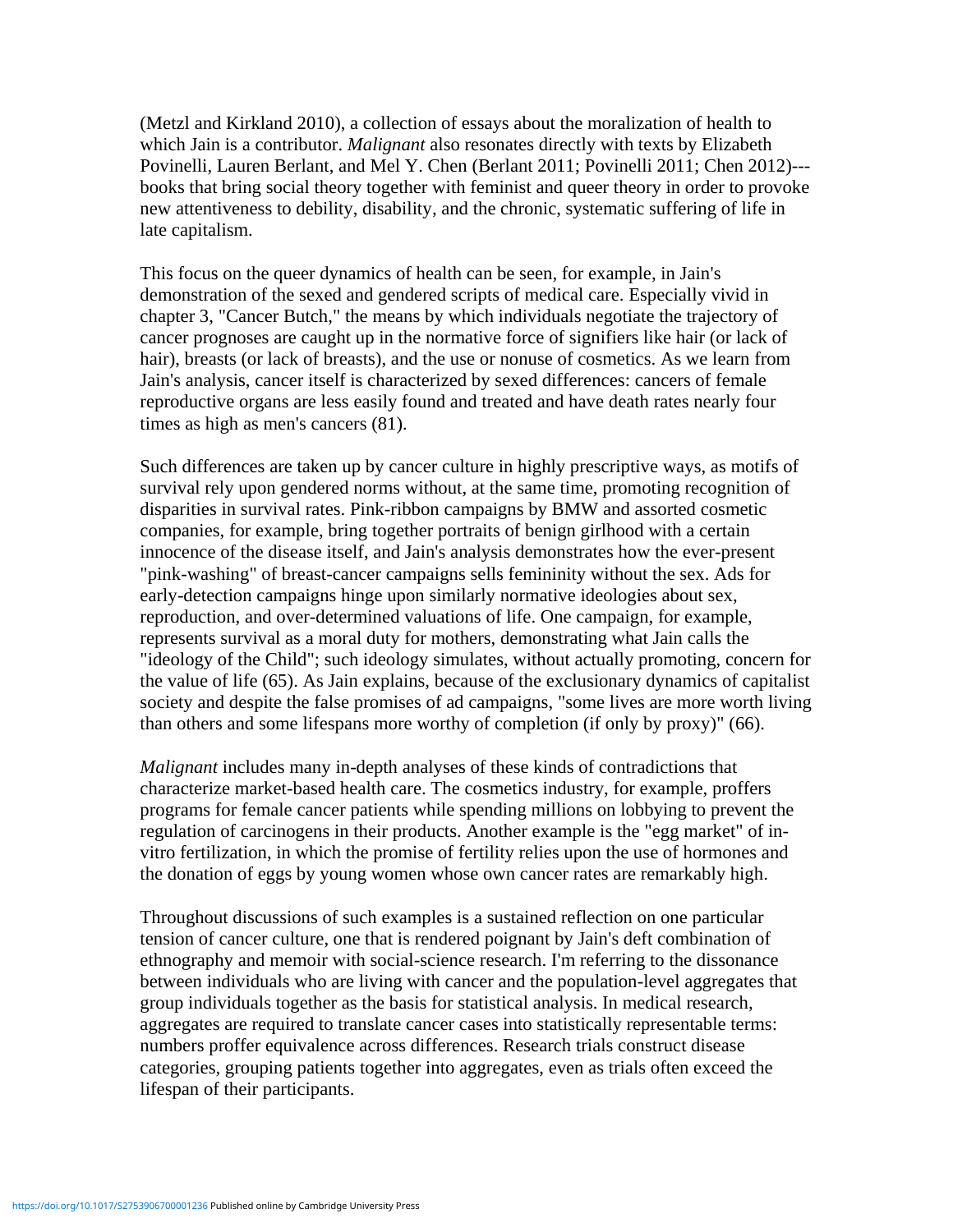(Metzl and Kirkland 2010), a collection of essays about the moralization of health to which Jain is a contributor. *Malignant* also resonates directly with texts by Elizabeth Povinelli, Lauren Berlant, and Mel Y. Chen (Berlant 2011; Povinelli 2011; Chen 2012)---books that bring social theory together with feminist and queer theory in order to provoke new attentiveness to debility, disability, and the chronic, systematic suffering of life in late capitalism.

This focus on the queer dynamics of health can be seen, for example, in Jain's demonstration of the sexed and gendered scripts of medical care. Especially vivid in chapter 3, "Cancer Butch," the means by which individuals negotiate the trajectory of cancer prognoses are caught up in the normative force of signifiers like hair (or lack of hair), breasts (or lack of breasts), and the use or nonuse of cosmetics. As we learn from Jain's analysis, cancer itself is characterized by sexed differences: cancers of female reproductive organs are less easily found and treated and have death rates nearly four times as high as men's cancers (81).

Such differences are taken up by cancer culture in highly prescriptive ways, as motifs of survival rely upon gendered norms without, at the same time, promoting recognition of disparities in survival rates. Pink-ribbon campaigns by BMW and assorted cosmetic companies, for example, bring together portraits of benign girlhood with a certain innocence of the disease itself, and Jain's analysis demonstrates how the ever-present "pink-washing" of breast-cancer campaigns sells femininity without the sex. Ads for early-detection campaigns hinge upon similarly normative ideologies about sex, reproduction, and over-determined valuations of life. One campaign, for example, represents survival as a moral duty for mothers, demonstrating what Jain calls the "ideology of the Child"; such ideology simulates, without actually promoting, concern for the value of life (65). As Jain explains, because of the exclusionary dynamics of capitalist society and despite the false promises of ad campaigns, "some lives are more worth living than others and some lifespans more worthy of completion (if only by proxy)" (66).

*Malignant* includes many in-depth analyses of these kinds of contradictions that characterize market-based health care. The cosmetics industry, for example, proffers programs for female cancer patients while spending millions on lobbying to prevent the regulation of carcinogens in their products. Another example is the "egg market" of in-vitro fertilization, in which the promise of fertility relies upon the use of hormones and the donation of eggs by young women whose own cancer rates are remarkably high.

Throughout discussions of such examples is a sustained reflection on one particular tension of cancer culture, one that is rendered poignant by Jain's deft combination of ethnography and memoir with social-science research. I'm referring to the dissonance between individuals who are living with cancer and the population-level aggregates that group individuals together as the basis for statistical analysis. In medical research, aggregates are required to translate cancer cases into statistically representable terms: numbers proffer equivalence across differences. Research trials construct disease categories, grouping patients together into aggregates, even as trials often exceed the lifespan of their participants.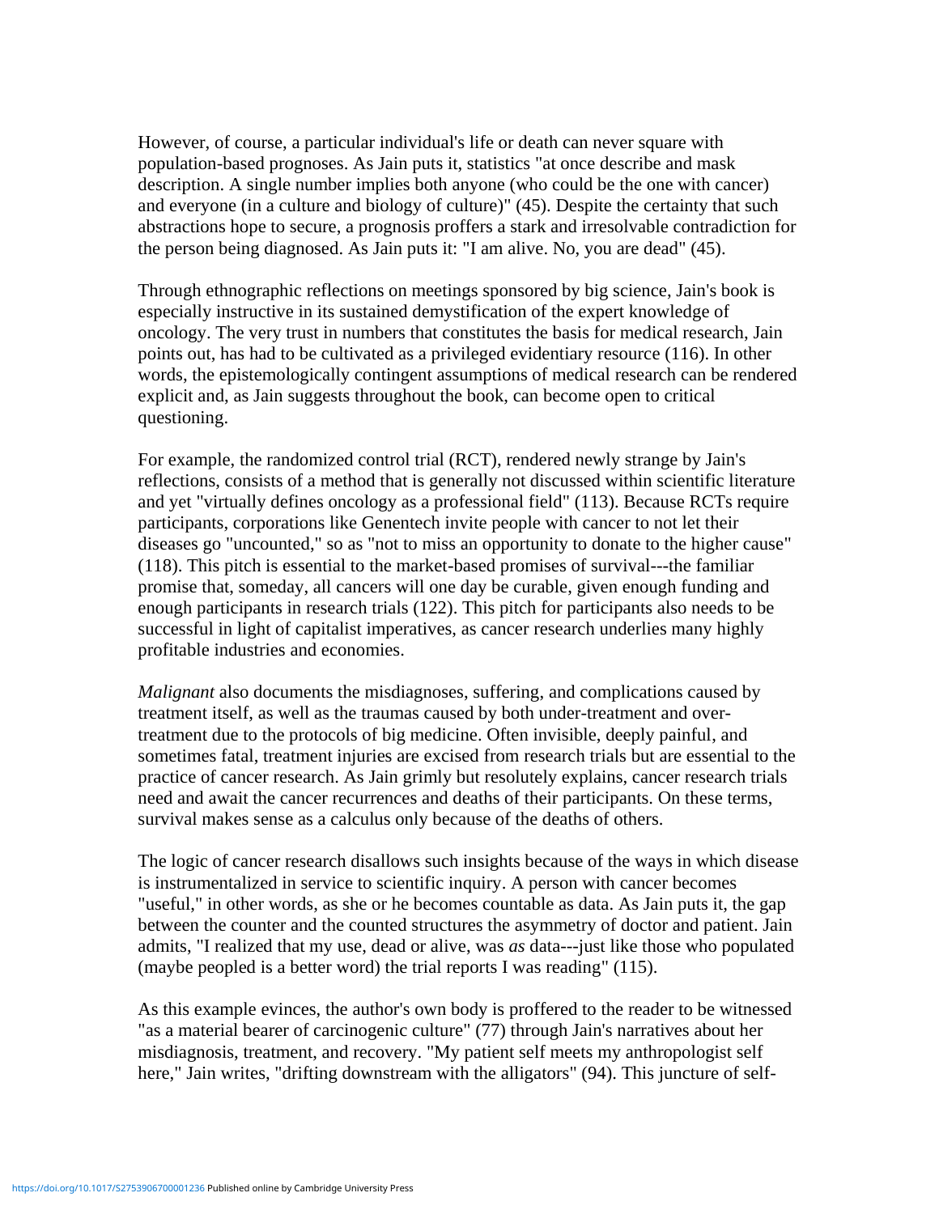However, of course, a particular individual's life or death can never square with population-based prognoses. As Jain puts it, statistics "at once describe and mask description. A single number implies both anyone (who could be the one with cancer) and everyone (in a culture and biology of culture)" (45). Despite the certainty that such abstractions hope to secure, a prognosis proffers a stark and irresolvable contradiction for the person being diagnosed. As Jain puts it: "I am alive. No, you are dead" (45).

Through ethnographic reflections on meetings sponsored by big science, Jain's book is especially instructive in its sustained demystification of the expert knowledge of oncology. The very trust in numbers that constitutes the basis for medical research, Jain points out, has had to be cultivated as a privileged evidentiary resource (116). In other words, the epistemologically contingent assumptions of medical research can be rendered explicit and, as Jain suggests throughout the book, can become open to critical questioning.

For example, the randomized control trial (RCT), rendered newly strange by Jain's reflections, consists of a method that is generally not discussed within scientific literature and yet "virtually defines oncology as a professional field" (113). Because RCTs require participants, corporations like Genentech invite people with cancer to not let their diseases go "uncounted," so as "not to miss an opportunity to donate to the higher cause" (118). This pitch is essential to the market-based promises of survival---the familiar promise that, someday, all cancers will one day be curable, given enough funding and enough participants in research trials (122). This pitch for participants also needs to be successful in light of capitalist imperatives, as cancer research underlies many highly profitable industries and economies.

*Malignant* also documents the misdiagnoses, suffering, and complications caused by treatment itself, as well as the traumas caused by both under-treatment and over-treatment due to the protocols of big medicine. Often invisible, deeply painful, and sometimes fatal, treatment injuries are excised from research trials but are essential to the practice of cancer research. As Jain grimly but resolutely explains, cancer research trials need and await the cancer recurrences and deaths of their participants. On these terms, survival makes sense as a calculus only because of the deaths of others.

The logic of cancer research disallows such insights because of the ways in which disease is instrumentalized in service to scientific inquiry. A person with cancer becomes "useful," in other words, as she or he becomes countable as data. As Jain puts it, the gap between the counter and the counted structures the asymmetry of doctor and patient. Jain admits, "I realized that my use, dead or alive, was *as* data---just like those who populated (maybe peopled is a better word) the trial reports I was reading" (115).

As this example evinces, the author's own body is proffered to the reader to be witnessed "as a material bearer of carcinogenic culture" (77) through Jain's narratives about her misdiagnosis, treatment, and recovery. "My patient self meets my anthropologist self here," Jain writes, "drifting downstream with the alligators" (94). This juncture of self-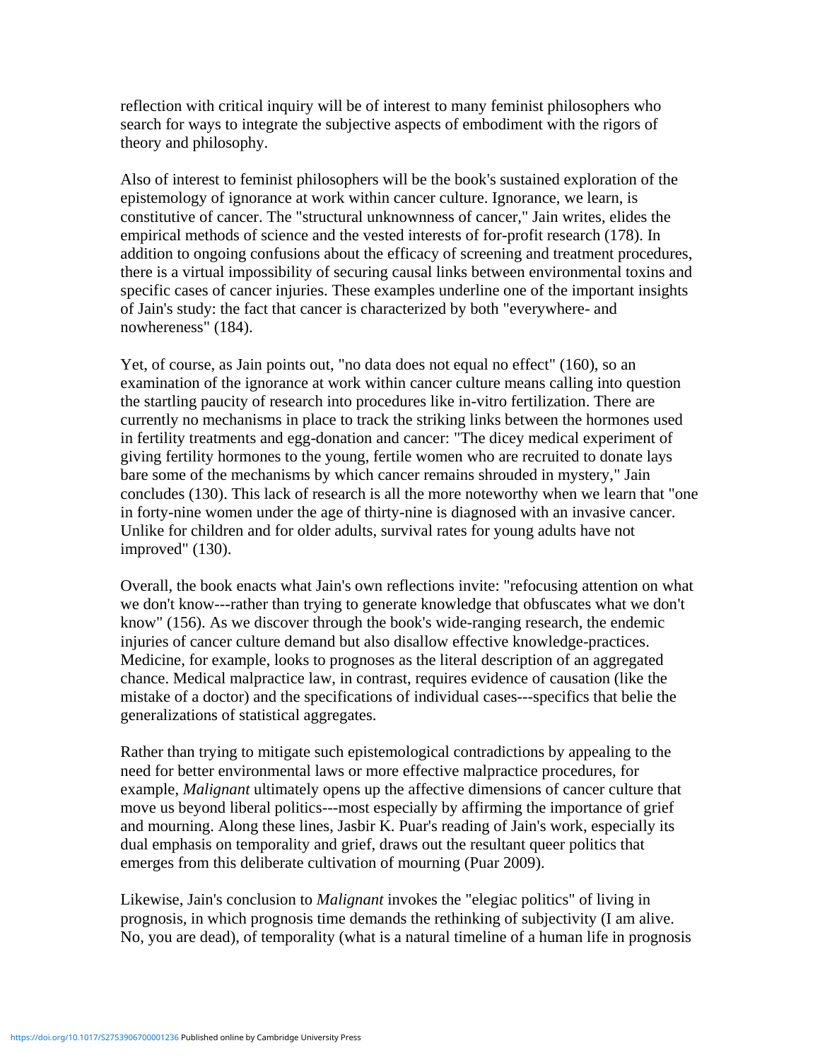reflection with critical inquiry will be of interest to many feminist philosophers who search for ways to integrate the subjective aspects of embodiment with the rigors of theory and philosophy.

Also of interest to feminist philosophers will be the book's sustained exploration of the epistemology of ignorance at work within cancer culture. Ignorance, we learn, is constitutive of cancer. The "structural unknownness of cancer," Jain writes, elides the empirical methods of science and the vested interests of for-profit research (178). In addition to ongoing confusions about the efficacy of screening and treatment procedures, there is a virtual impossibility of securing causal links between environmental toxins and specific cases of cancer injuries. These examples underline one of the important insights of Jain's study: the fact that cancer is characterized by both "everywhere- and nowhereness" (184).

Yet, of course, as Jain points out, "no data does not equal no effect" (160), so an examination of the ignorance at work within cancer culture means calling into question the startling paucity of research into procedures like in-vitro fertilization. There are currently no mechanisms in place to track the striking links between the hormones used in fertility treatments and egg-donation and cancer: "The dicey medical experiment of giving fertility hormones to the young, fertile women who are recruited to donate lays bare some of the mechanisms by which cancer remains shrouded in mystery," Jain concludes (130). This lack of research is all the more noteworthy when we learn that "one in forty-nine women under the age of thirty-nine is diagnosed with an invasive cancer. Unlike for children and for older adults, survival rates for young adults have not improved" (130).

Overall, the book enacts what Jain's own reflections invite: "refocusing attention on what we don't know---rather than trying to generate knowledge that obfuscates what we don't know" (156). As we discover through the book's wide-ranging research, the endemic injuries of cancer culture demand but also disallow effective knowledge-practices. Medicine, for example, looks to prognoses as the literal description of an aggregated chance. Medical malpractice law, in contrast, requires evidence of causation (like the mistake of a doctor) and the specifications of individual cases---specifics that belie the generalizations of statistical aggregates.

Rather than trying to mitigate such epistemological contradictions by appealing to the need for better environmental laws or more effective malpractice procedures, for example, *Malignant* ultimately opens up the affective dimensions of cancer culture that move us beyond liberal politics---most especially by affirming the importance of grief and mourning. Along these lines, Jasbir K. Puar's reading of Jain's work, especially its dual emphasis on temporality and grief, draws out the resultant queer politics that emerges from this deliberate cultivation of mourning (Puar 2009).

Likewise, Jain's conclusion to *Malignant* invokes the "elegiac politics" of living in prognosis, in which prognosis time demands the rethinking of subjectivity (I am alive. No, you are dead), of temporality (what is a natural timeline of a human life in prognosis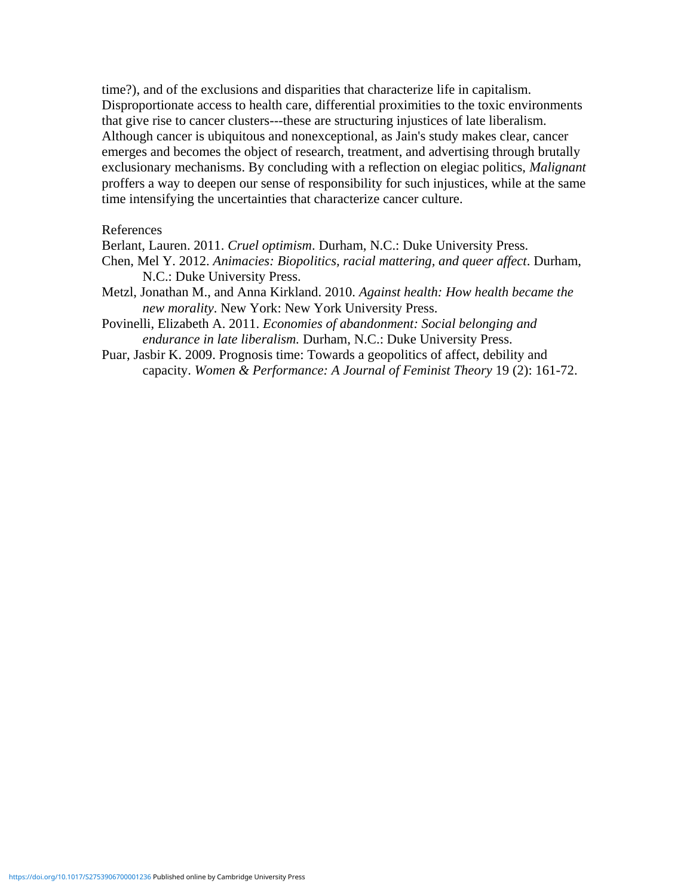time?), and of the exclusions and disparities that characterize life in capitalism. Disproportionate access to health care, differential proximities to the toxic environments that give rise to cancer clusters---these are structuring injustices of late liberalism. Although cancer is ubiquitous and nonexceptional, as Jain's study makes clear, cancer emerges and becomes the object of research, treatment, and advertising through brutally exclusionary mechanisms. By concluding with a reflection on elegiac politics, *Malignant* proffers a way to deepen our sense of responsibility for such injustices, while at the same time intensifying the uncertainties that characterize cancer culture.

References

Berlant, Lauren. 2011. *Cruel optimism*. Durham, N.C.: Duke University Press.

Chen, Mel Y. 2012. *Animacies: Biopolitics, racial mattering, and queer affect*. Durham, N.C.: Duke University Press.

Metzl, Jonathan M., and Anna Kirkland. 2010. *Against health: How health became the new morality*. New York: New York University Press.

Povinelli, Elizabeth A. 2011. *Economies of abandonment: Social belonging and endurance in late liberalism.* Durham, N.C.: Duke University Press.

Puar, Jasbir K. 2009. Prognosis time: Towards a geopolitics of affect, debility and capacity. *Women & Performance: A Journal of Feminist Theory* 19 (2): 161-72.